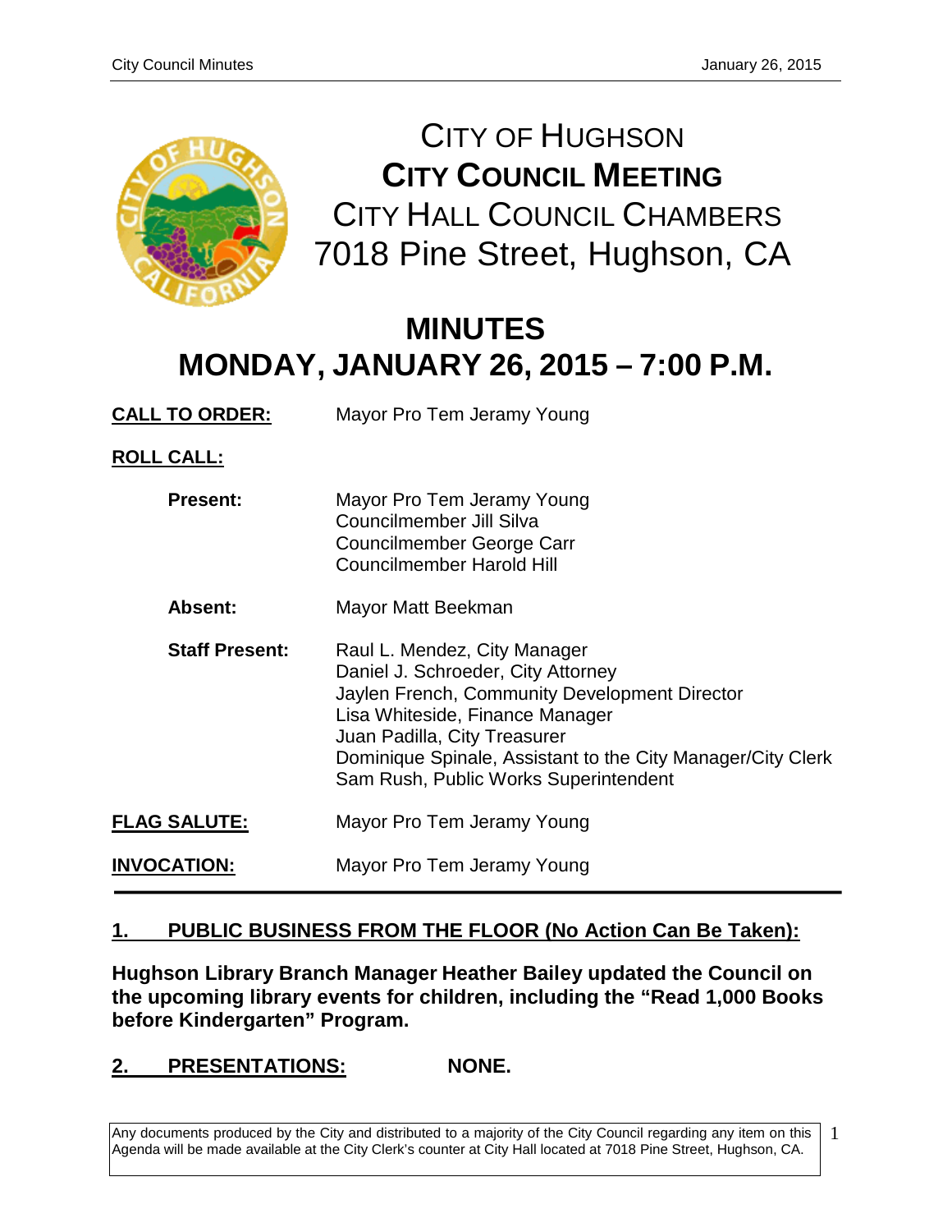# CITY OF HUGHSON
## CITY COUNCIL MEETING
### CITY HALL COUNCIL CHAMBERS
### 7018 Pine Street, Hughson, CA

# MINUTES
# MONDAY, JANUARY 26, 2015 – 7:00 P.M.

**CALL TO ORDER:** Mayor Pro Tem Jeramy Young

**ROLL CALL:**

**Present:**
Mayor Pro Tem Jeramy Young
Councilmember Jill Silva
Councilmember George Carr
Councilmember Harold Hill

**Absent:**
Mayor Matt Beekman

**Staff Present:**
Raul L. Mendez, City Manager
Daniel J. Schroeder, City Attorney
Jaylen French, Community Development Director
Lisa Whiteside, Finance Manager
Juan Padilla, City Treasurer
Dominique Spinale, Assistant to the City Manager/City Clerk
Sam Rush, Public Works Superintendent

**FLAG SALUTE:** Mayor Pro Tem Jeramy Young

**INVOCATION:** Mayor Pro Tem Jeramy Young

---

## 1. PUBLIC BUSINESS FROM THE FLOOR (No Action Can Be Taken):

**Hughson Library Branch Manager Heather Bailey updated the Council on the upcoming library events for children, including the "Read 1,000 Books before Kindergarten" Program.**

## 2. PRESENTATIONS: NONE.

Any documents produced by the City and distributed to a majority of the City Council regarding any item on this Agenda will be made available at the City Clerk's counter at City Hall located at 7018 Pine Street, Hughson, CA.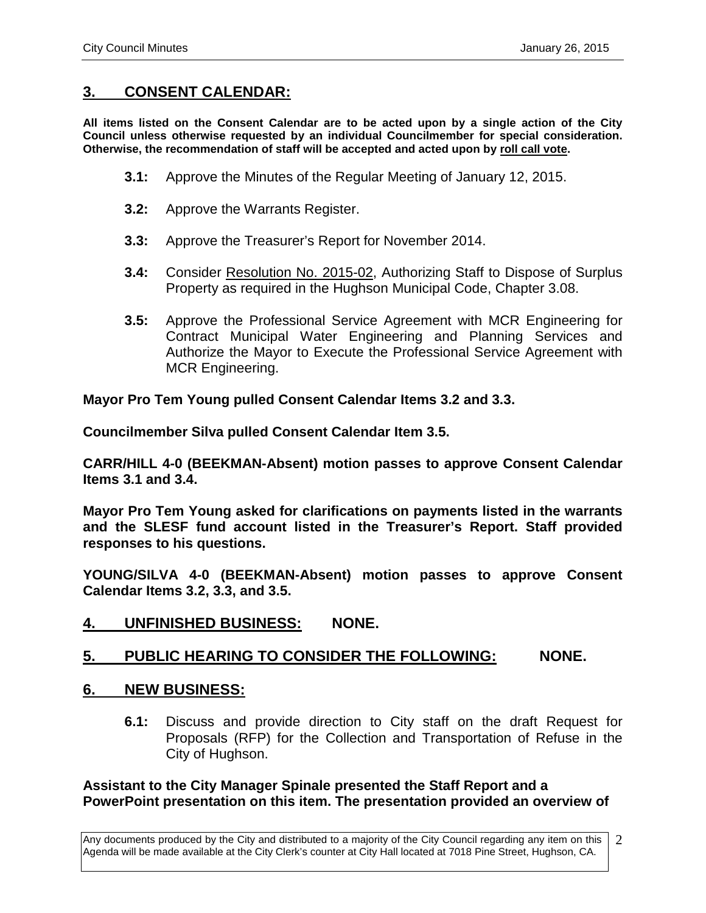## 3. CONSENT CALENDAR:

**All items listed on the Consent Calendar are to be acted upon by a single action of the City Council unless otherwise requested by an individual Councilmember for special consideration. Otherwise, the recommendation of staff will be accepted and acted upon by roll call vote.**

**3.1:** Approve the Minutes of the Regular Meeting of January 12, 2015.

**3.2:** Approve the Warrants Register.

**3.3:** Approve the Treasurer's Report for November 2014.

**3.4:** Consider Resolution No. 2015-02, Authorizing Staff to Dispose of Surplus Property as required in the Hughson Municipal Code, Chapter 3.08.

**3.5:** Approve the Professional Service Agreement with MCR Engineering for Contract Municipal Water Engineering and Planning Services and Authorize the Mayor to Execute the Professional Service Agreement with MCR Engineering.

**Mayor Pro Tem Young pulled Consent Calendar Items 3.2 and 3.3.**

**Councilmember Silva pulled Consent Calendar Item 3.5.**

**CARR/HILL 4-0 (BEEKMAN-Absent) motion passes to approve Consent Calendar Items 3.1 and 3.4.**

**Mayor Pro Tem Young asked for clarifications on payments listed in the warrants and the SLESF fund account listed in the Treasurer's Report. Staff provided responses to his questions.**

**YOUNG/SILVA 4-0 (BEEKMAN-Absent) motion passes to approve Consent Calendar Items 3.2, 3.3, and 3.5.**

## 4. UNFINISHED BUSINESS: NONE.

## 5. PUBLIC HEARING TO CONSIDER THE FOLLOWING: NONE.

## 6. NEW BUSINESS:

**6.1:** Discuss and provide direction to City staff on the draft Request for Proposals (RFP) for the Collection and Transportation of Refuse in the City of Hughson.

**Assistant to the City Manager Spinale presented the Staff Report and a PowerPoint presentation on this item. The presentation provided an overview of**

Any documents produced by the City and distributed to a majority of the City Council regarding any item on this Agenda will be made available at the City Clerk's counter at City Hall located at 7018 Pine Street, Hughson, CA.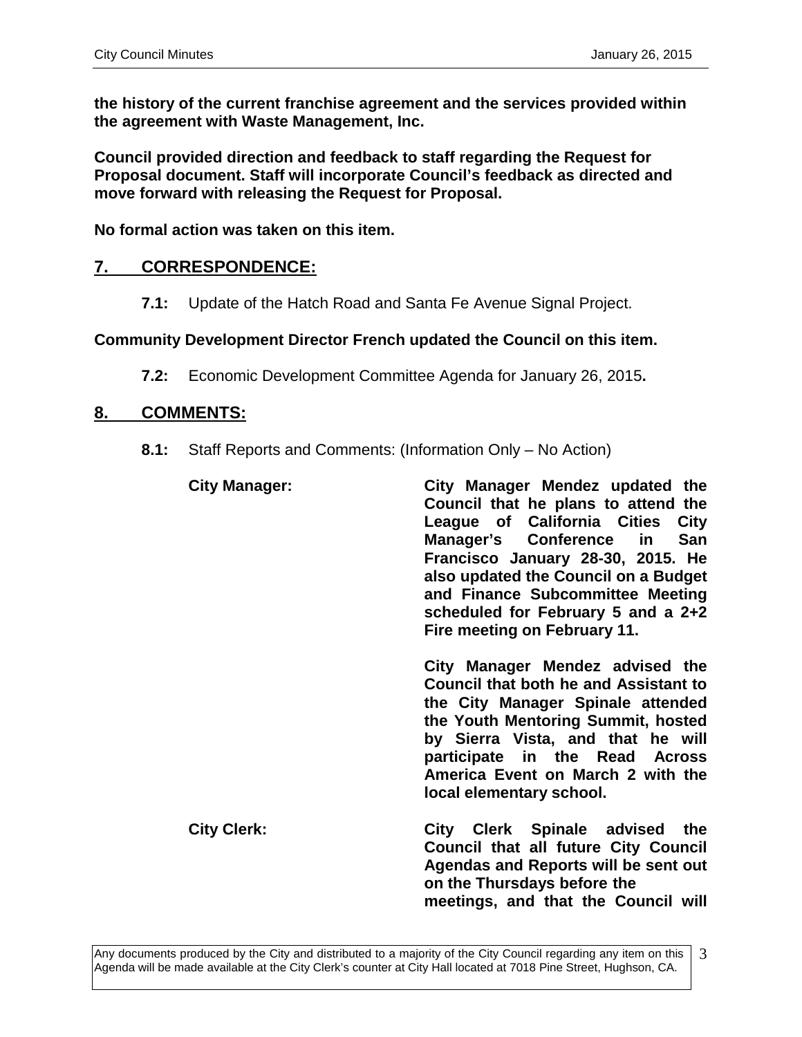**the history of the current franchise agreement and the services provided within the agreement with Waste Management, Inc.**

**Council provided direction and feedback to staff regarding the Request for Proposal document. Staff will incorporate Council's feedback as directed and move forward with releasing the Request for Proposal.**

**No formal action was taken on this item.**

## 7. CORRESPONDENCE:

**7.1:** Update of the Hatch Road and Santa Fe Avenue Signal Project.

**Community Development Director French updated the Council on this item.**

**7.2:** Economic Development Committee Agenda for January 26, 2015**.**

## 8. COMMENTS:

**8.1:** Staff Reports and Comments: (Information Only – No Action)

**City Manager:** **City Manager Mendez updated the Council that he plans to attend the League of California Cities City Manager's Conference in San Francisco January 28-30, 2015. He also updated the Council on a Budget and Finance Subcommittee Meeting scheduled for February 5 and a 2+2 Fire meeting on February 11.**

**City Manager Mendez advised the Council that both he and Assistant to the City Manager Spinale attended the Youth Mentoring Summit, hosted by Sierra Vista, and that he will participate in the Read Across America Event on March 2 with the local elementary school.**

**City Clerk:** **City Clerk Spinale advised the Council that all future City Council Agendas and Reports will be sent out on the Thursdays before the meetings, and that the Council will**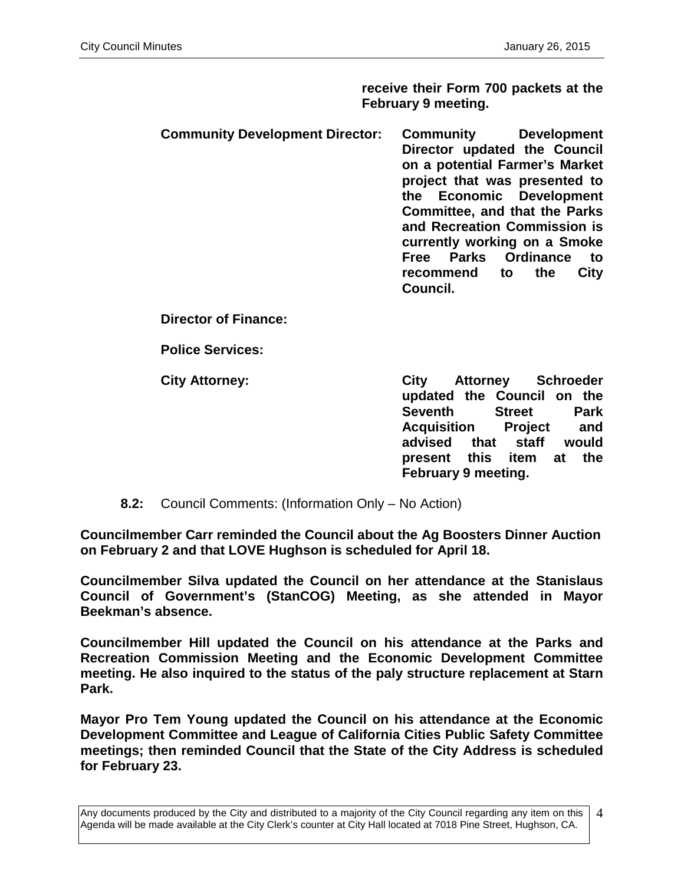**receive their Form 700 packets at the February 9 meeting.**

**Community Development Director:** **Community Development Director updated the Council on a potential Farmer's Market project that was presented to the Economic Development Committee, and that the Parks and Recreation Commission is currently working on a Smoke Free Parks Ordinance to recommend to the City Council.**

**Director of Finance:**

**Police Services:**

**City Attorney:** **City Attorney Schroeder updated the Council on the Seventh Street Park Acquisition Project and advised that staff would present this item at the February 9 meeting.**

**8.2:** Council Comments: (Information Only – No Action)

**Councilmember Carr reminded the Council about the Ag Boosters Dinner Auction on February 2 and that LOVE Hughson is scheduled for April 18.**

**Councilmember Silva updated the Council on her attendance at the Stanislaus Council of Government's (StanCOG) Meeting, as she attended in Mayor Beekman's absence.**

**Councilmember Hill updated the Council on his attendance at the Parks and Recreation Commission Meeting and the Economic Development Committee meeting. He also inquired to the status of the paly structure replacement at Starn Park.**

**Mayor Pro Tem Young updated the Council on his attendance at the Economic Development Committee and League of California Cities Public Safety Committee meetings; then reminded Council that the State of the City Address is scheduled for February 23.**

Any documents produced by the City and distributed to a majority of the City Council regarding any item on this Agenda will be made available at the City Clerk's counter at City Hall located at 7018 Pine Street, Hughson, CA.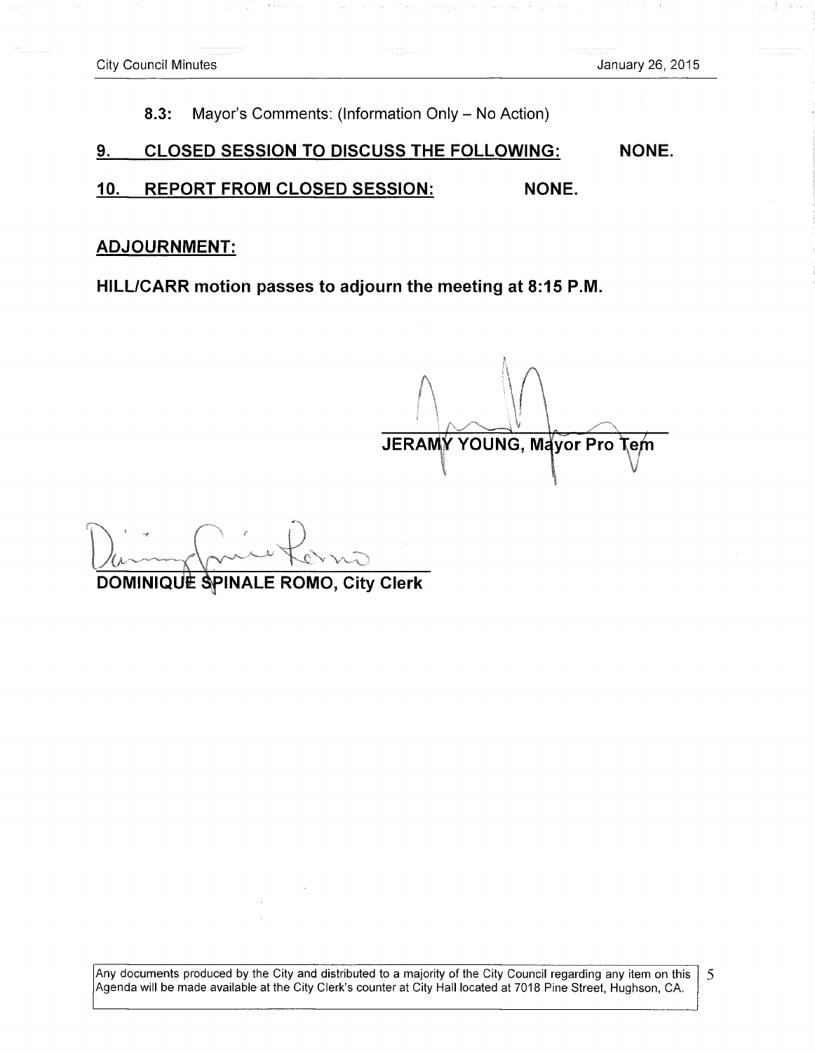**8.3:** Mayor's Comments: (Information Only – No Action)

## 9. CLOSED SESSION TO DISCUSS THE FOLLOWING: NONE.

## 10. REPORT FROM CLOSED SESSION: NONE.

## ADJOURNMENT:

**HILL/CARR motion passes to adjourn the meeting at 8:15 P.M.**

**JERAMY YOUNG, Mayor Pro Tem**

**DOMINIQUE SPINALE ROMO, City Clerk**

Any documents produced by the City and distributed to a majority of the City Council regarding any item on this Agenda will be made available at the City Clerk's counter at City Hall located at 7018 Pine Street, Hughson, CA.